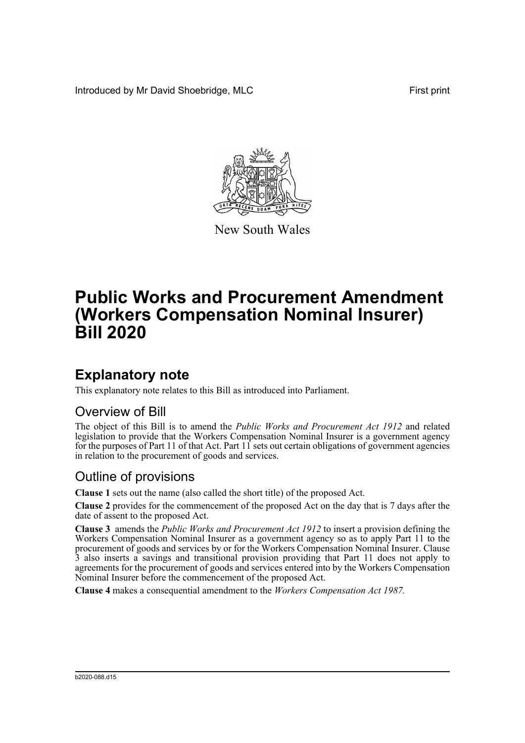Introduced by Mr David Shoebridge, MLC First print

New South Wales

# Public Works and Procurement Amendment (Workers Compensation Nominal Insurer) Bill 2020

## Explanatory note

This explanatory note relates to this Bill as introduced into Parliament.

### Overview of Bill

The object of this Bill is to amend the *Public Works and Procurement Act 1912* and related legislation to provide that the Workers Compensation Nominal Insurer is a government agency for the purposes of Part 11 of that Act. Part 11 sets out certain obligations of government agencies in relation to the procurement of goods and services.

### Outline of provisions

**Clause 1** sets out the name (also called the short title) of the proposed Act.

**Clause 2** provides for the commencement of the proposed Act on the day that is 7 days after the date of assent to the proposed Act.

**Clause 3** amends the *Public Works and Procurement Act 1912* to insert a provision defining the Workers Compensation Nominal Insurer as a government agency so as to apply Part 11 to the procurement of goods and services by or for the Workers Compensation Nominal Insurer. Clause 3 also inserts a savings and transitional provision providing that Part 11 does not apply to agreements for the procurement of goods and services entered into by the Workers Compensation Nominal Insurer before the commencement of the proposed Act.

**Clause 4** makes a consequential amendment to the *Workers Compensation Act 1987.*

b2020-088.d15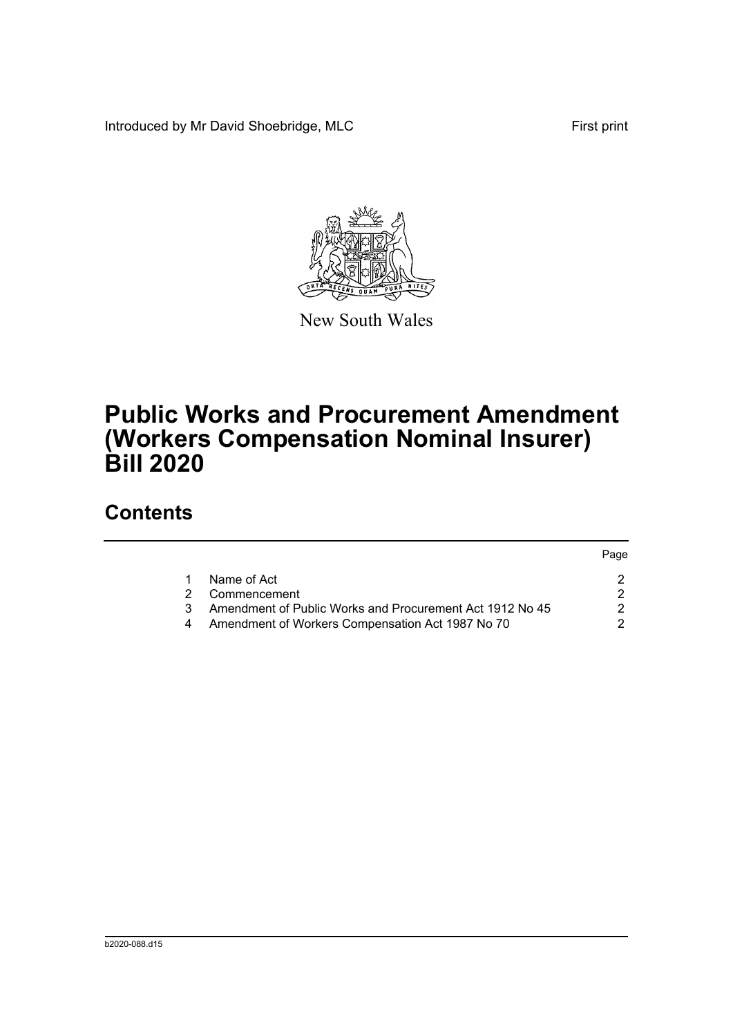Introduced by Mr David Shoebridge, MLC

First print

New South Wales

# Public Works and Procurement Amendment (Workers Compensation Nominal Insurer) Bill 2020

## Contents

| | | Page |
|---|---|---|
| 1 | Name of Act | 2 |
| 2 | Commencement | 2 |
| 3 | Amendment of Public Works and Procurement Act 1912 No 45 | 2 |
| 4 | Amendment of Workers Compensation Act 1987 No 70 | 2 |

b2020-088.d15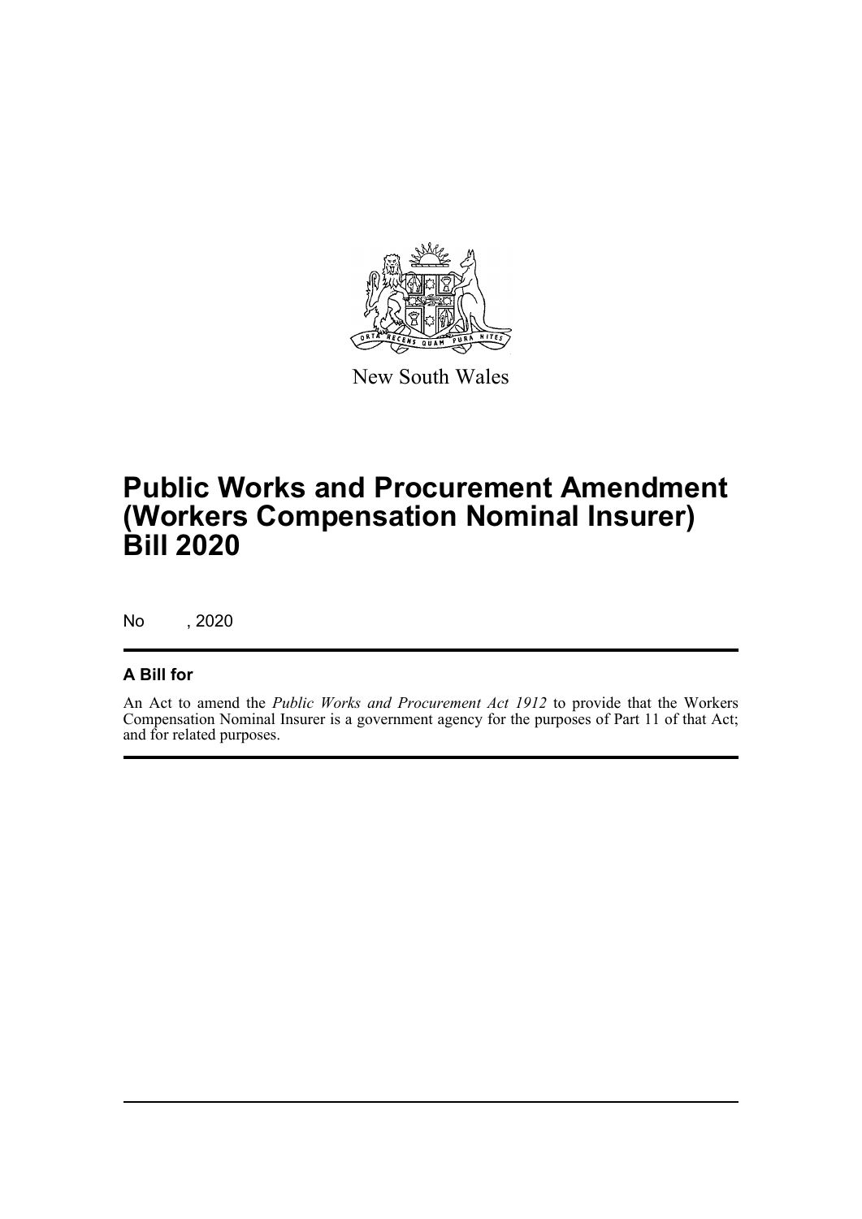New South Wales

# Public Works and Procurement Amendment (Workers Compensation Nominal Insurer) Bill 2020

No , 2020

## A Bill for

An Act to amend the *Public Works and Procurement Act 1912* to provide that the Workers Compensation Nominal Insurer is a government agency for the purposes of Part 11 of that Act; and for related purposes.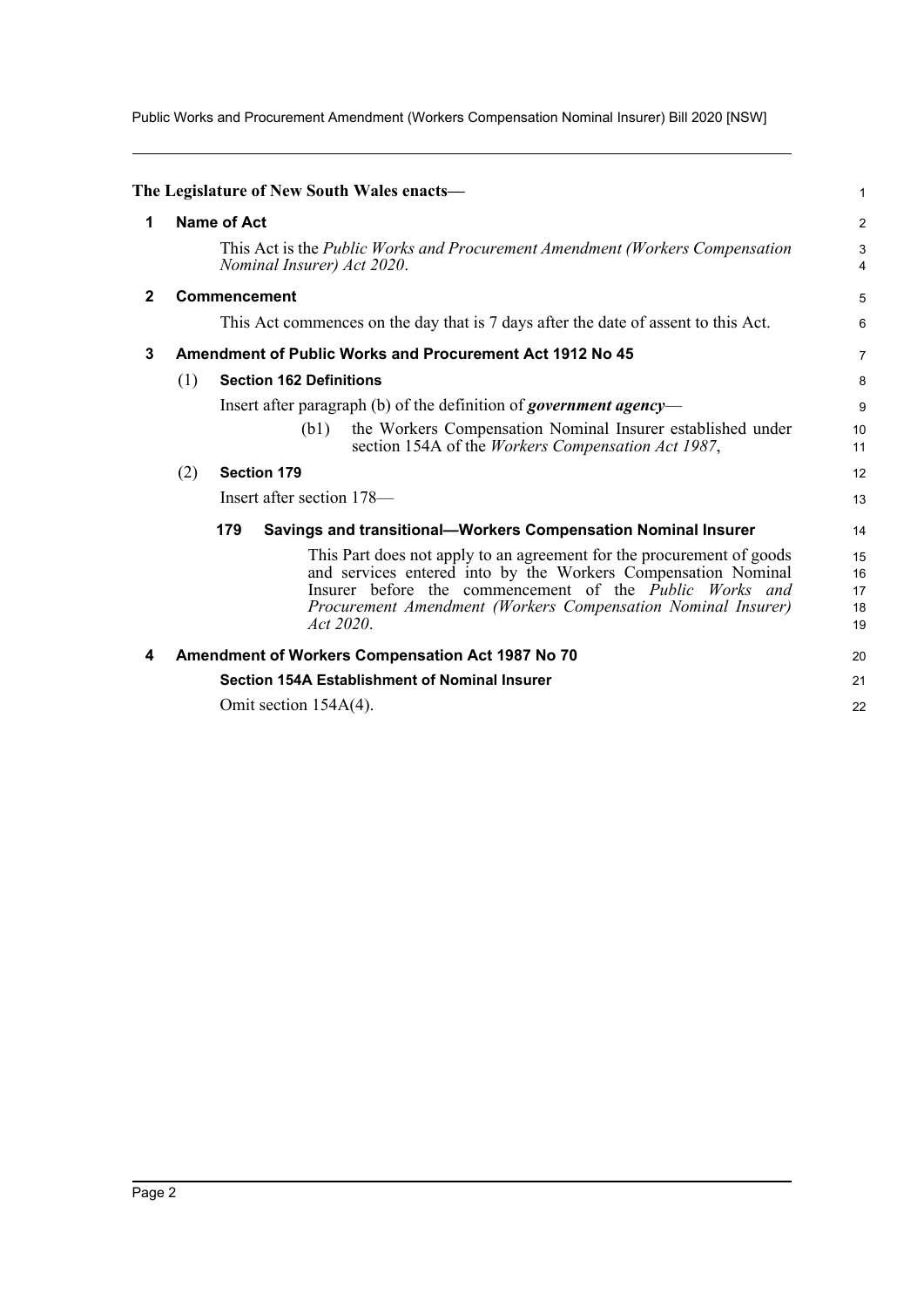The Legislature of New South Wales enacts—

## 1 Name of Act

This Act is the *Public Works and Procurement Amendment (Workers Compensation Nominal Insurer) Act 2020*.

## 2 Commencement

This Act commences on the day that is 7 days after the date of assent to this Act.

## 3 Amendment of Public Works and Procurement Act 1912 No 45

### (1) Section 162 Definitions

Insert after paragraph (b) of the definition of ***government agency***—

> (b1) the Workers Compensation Nominal Insurer established under section 154A of the *Workers Compensation Act 1987*,

### (2) Section 179

Insert after section 178—

> **179 Savings and transitional—Workers Compensation Nominal Insurer**
>
> This Part does not apply to an agreement for the procurement of goods and services entered into by the Workers Compensation Nominal Insurer before the commencement of the *Public Works and Procurement Amendment (Workers Compensation Nominal Insurer) Act 2020*.

## 4 Amendment of Workers Compensation Act 1987 No 70

### Section 154A Establishment of Nominal Insurer

Omit section 154A(4).